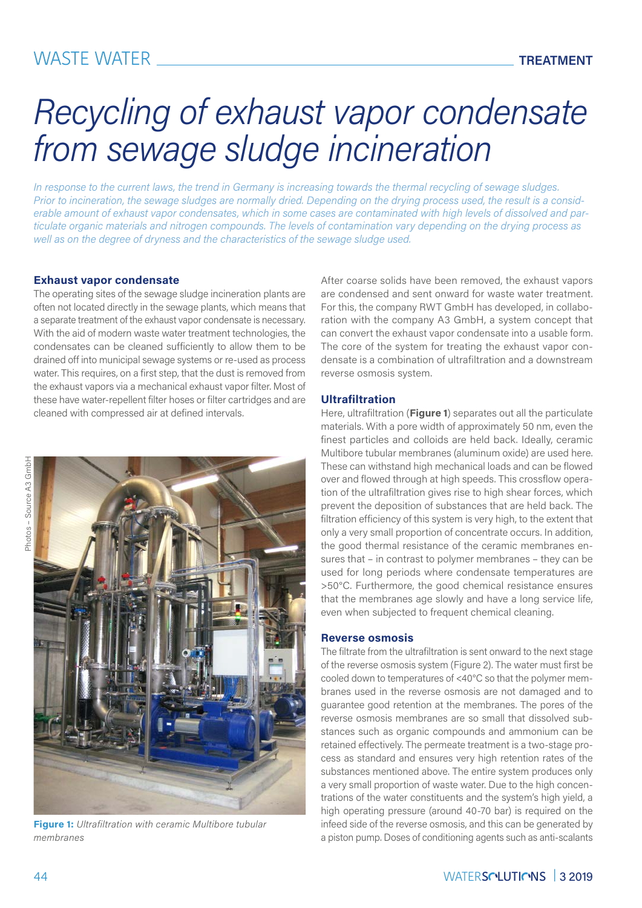# Recycling of exhaust vapor condensate from sewage sludge incineration

*In response to the current laws, the trend in Germany is increasing towards the thermal recycling of sewage sludges. Prior to incineration, the sewage sludges are normally dried. Depending on the drying process used, the result is a considerable amount of exhaust vapor condensates, which in some cases are contaminated with high levels of dissolved and particulate organic materials and nitrogen compounds. The levels of contamination vary depending on the drying process as well as on the degree of dryness and the characteristics of the sewage sludge used.*

## Exhaust vapor condensate

The operating sites of the sewage sludge incineration plants are often not located directly in the sewage plants, which means that a separate treatment of the exhaust vapor condensate is necessary. With the aid of modern waste water treatment technologies, the condensates can be cleaned sufficiently to allow them to be drained off into municipal sewage systems or re-used as process water. This requires, on a first step, that the dust is removed from the exhaust vapors via a mechanical exhaust vapor filter. Most of these have water-repellent filter hoses or filter cartridges and are cleaned with compressed air at defined intervals.

Photos – Source A3 GmbH

**Figure 1:** *Ultrafiltration with ceramic Multibore tubular membranes*

After coarse solids have been removed, the exhaust vapors are condensed and sent onward for waste water treatment. For this, the company RWT GmbH has developed, in collaboration with the company A3 GmbH, a system concept that can convert the exhaust vapor condensate into a usable form. The core of the system for treating the exhaust vapor condensate is a combination of ultrafiltration and a downstream reverse osmosis system.

## Ultrafiltration

Here, ultrafiltration (**Figure 1**) separates out all the particulate materials. With a pore width of approximately 50 nm, even the finest particles and colloids are held back. Ideally, ceramic Multibore tubular membranes (aluminum oxide) are used here. These can withstand high mechanical loads and can be flowed over and flowed through at high speeds. This crossflow operation of the ultrafiltration gives rise to high shear forces, which prevent the deposition of substances that are held back. The filtration efficiency of this system is very high, to the extent that only a very small proportion of concentrate occurs. In addition, the good thermal resistance of the ceramic membranes ensures that – in contrast to polymer membranes – they can be used for long periods where condensate temperatures are >50°C. Furthermore, the good chemical resistance ensures that the membranes age slowly and have a long service life, even when subjected to frequent chemical cleaning.

## Reverse osmosis

The filtrate from the ultrafiltration is sent onward to the next stage of the reverse osmosis system (Figure 2). The water must first be cooled down to temperatures of <40°C so that the polymer membranes used in the reverse osmosis are not damaged and to guarantee good retention at the membranes. The pores of the reverse osmosis membranes are so small that dissolved substances such as organic compounds and ammonium can be retained effectively. The permeate treatment is a two-stage process as standard and ensures very high retention rates of the substances mentioned above. The entire system produces only a very small proportion of waste water. Due to the high concentrations of the water constituents and the system's high yield, a high operating pressure (around 40-70 bar) is required on the infeed side of the reverse osmosis, and this can be generated by a piston pump. Doses of conditioning agents such as anti-scalants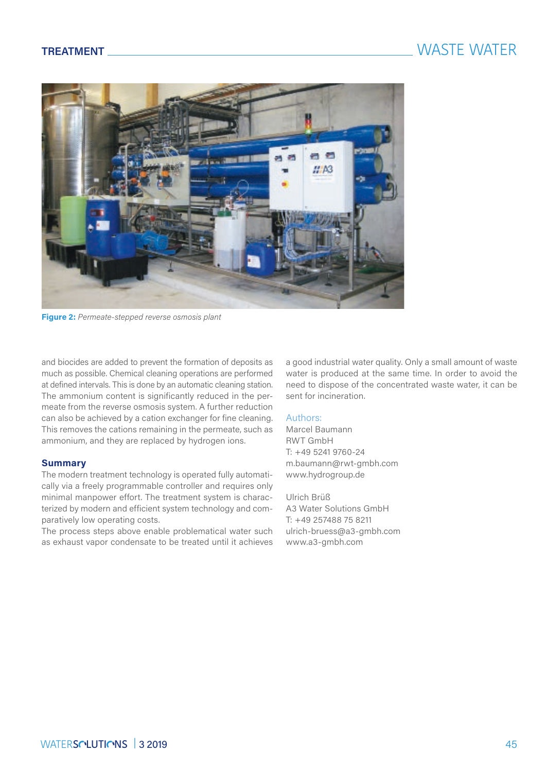Figure 2: *Permeate-stepped reverse osmosis plant*

and biocides are added to prevent the formation of deposits as much as possible. Chemical cleaning operations are performed at defined intervals. This is done by an automatic cleaning station. The ammonium content is significantly reduced in the permeate from the reverse osmosis system. A further reduction can also be achieved by a cation exchanger for fine cleaning. This removes the cations remaining in the permeate, such as ammonium, and they are replaced by hydrogen ions.

## Summary

The modern treatment technology is operated fully automatically via a freely programmable controller and requires only minimal manpower effort. The treatment system is characterized by modern and efficient system technology and comparatively low operating costs.
The process steps above enable problematical water such as exhaust vapor condensate to be treated until it achieves a good industrial water quality. Only a small amount of waste water is produced at the same time. In order to avoid the need to dispose of the concentrated waste water, it can be sent for incineration.

Authors:
Marcel Baumann
RWT GmbH
T: +49 5241 9760-24
m.baumann@rwt-gmbh.com
www.hydrogroup.de

Ulrich Brüß
A3 Water Solutions GmbH
T: +49 257488 75 8211
ulrich-bruess@a3-gmbh.com
www.a3-gmbh.com